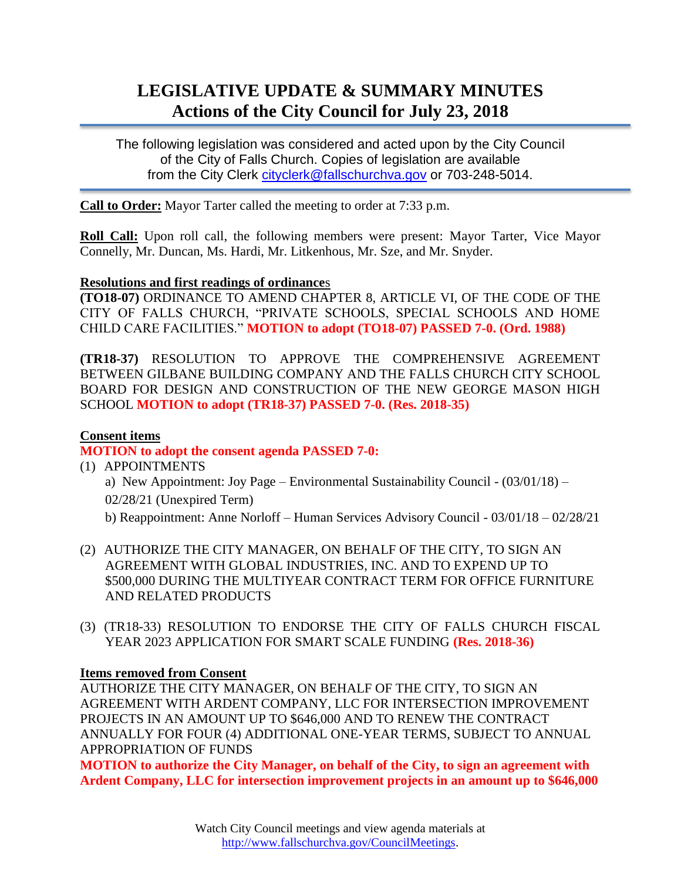# LEGISLATIVE UPDATE & SUMMARY MINUTES
## Actions of the City Council for July 23, 2018

The following legislation was considered and acted upon by the City Council of the City of Falls Church. Copies of legislation are available from the City Clerk cityclerk@fallschurchva.gov or 703-248-5014.

**Call to Order:** Mayor Tarter called the meeting to order at 7:33 p.m.

**Roll Call:** Upon roll call, the following members were present: Mayor Tarter, Vice Mayor Connelly, Mr. Duncan, Ms. Hardi, Mr. Litkenhous, Mr. Sze, and Mr. Snyder.

**Resolutions and first readings of ordinances**

**(TO18-07)** ORDINANCE TO AMEND CHAPTER 8, ARTICLE VI, OF THE CODE OF THE CITY OF FALLS CHURCH, "PRIVATE SCHOOLS, SPECIAL SCHOOLS AND HOME CHILD CARE FACILITIES." **MOTION to adopt (TO18-07) PASSED 7-0. (Ord. 1988)**

**(TR18-37)** RESOLUTION TO APPROVE THE COMPREHENSIVE AGREEMENT BETWEEN GILBANE BUILDING COMPANY AND THE FALLS CHURCH CITY SCHOOL BOARD FOR DESIGN AND CONSTRUCTION OF THE NEW GEORGE MASON HIGH SCHOOL **MOTION to adopt (TR18-37) PASSED 7-0. (Res. 2018-35)**

**Consent items**

**MOTION to adopt the consent agenda PASSED 7-0:**

(1) APPOINTMENTS
   a) New Appointment: Joy Page – Environmental Sustainability Council - (03/01/18) – 02/28/21 (Unexpired Term)
   b) Reappointment: Anne Norloff – Human Services Advisory Council - 03/01/18 – 02/28/21

(2) AUTHORIZE THE CITY MANAGER, ON BEHALF OF THE CITY, TO SIGN AN AGREEMENT WITH GLOBAL INDUSTRIES, INC. AND TO EXPEND UP TO $500,000 DURING THE MULTIYEAR CONTRACT TERM FOR OFFICE FURNITURE AND RELATED PRODUCTS

(3) (TR18-33) RESOLUTION TO ENDORSE THE CITY OF FALLS CHURCH FISCAL YEAR 2023 APPLICATION FOR SMART SCALE FUNDING **(Res. 2018-36)**

**Items removed from Consent**

AUTHORIZE THE CITY MANAGER, ON BEHALF OF THE CITY, TO SIGN AN AGREEMENT WITH ARDENT COMPANY, LLC FOR INTERSECTION IMPROVEMENT PROJECTS IN AN AMOUNT UP TO $646,000 AND TO RENEW THE CONTRACT ANNUALLY FOR FOUR (4) ADDITIONAL ONE-YEAR TERMS, SUBJECT TO ANNUAL APPROPRIATION OF FUNDS

**MOTION to authorize the City Manager, on behalf of the City, to sign an agreement with Ardent Company, LLC for intersection improvement projects in an amount up to $646,000**

Watch City Council meetings and view agenda materials at http://www.fallschurchva.gov/CouncilMeetings.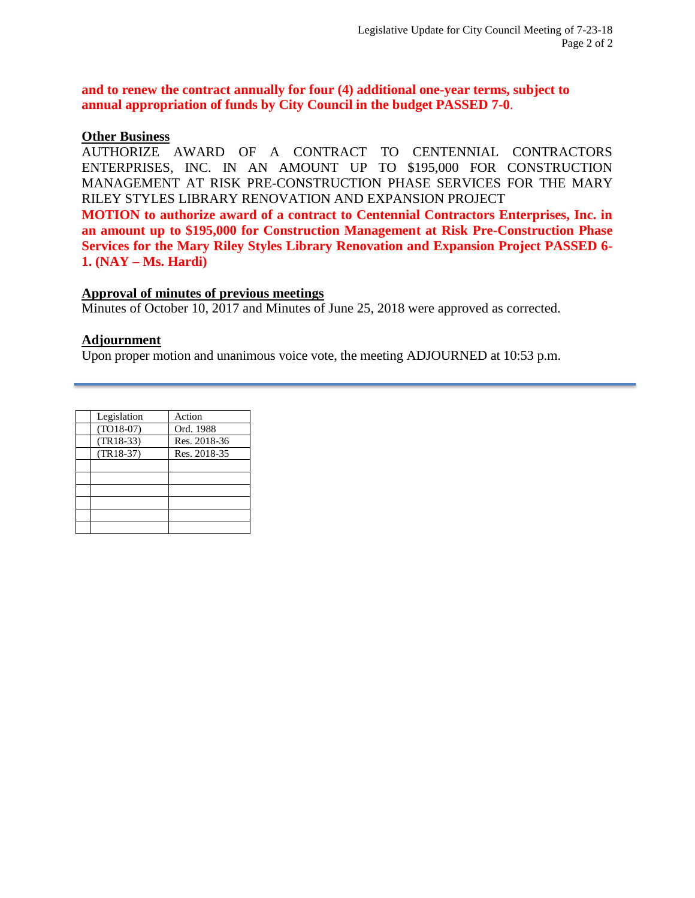**and to renew the contract annually for four (4) additional one-year terms, subject to annual appropriation of funds by City Council in the budget PASSED 7-0**.

**Other Business**

AUTHORIZE AWARD OF A CONTRACT TO CENTENNIAL CONTRACTORS ENTERPRISES, INC. IN AN AMOUNT UP TO $195,000 FOR CONSTRUCTION MANAGEMENT AT RISK PRE-CONSTRUCTION PHASE SERVICES FOR THE MARY RILEY STYLES LIBRARY RENOVATION AND EXPANSION PROJECT

**MOTION to authorize award of a contract to Centennial Contractors Enterprises, Inc. in an amount up to $195,000 for Construction Management at Risk Pre-Construction Phase Services for the Mary Riley Styles Library Renovation and Expansion Project PASSED 6-1. (NAY – Ms. Hardi)**

**Approval of minutes of previous meetings**

Minutes of October 10, 2017 and Minutes of June 25, 2018 were approved as corrected.

**Adjournment**

Upon proper motion and unanimous voice vote, the meeting ADJOURNED at 10:53 p.m.

---

| | Legislation | Action |
|---|---|---|
| | (TO18-07) | Ord. 1988 |
| | (TR18-33) | Res. 2018-36 |
| | (TR18-37) | Res. 2018-35 |
| | | |
| | | |
| | | |
| | | |
| | | |
| | | |